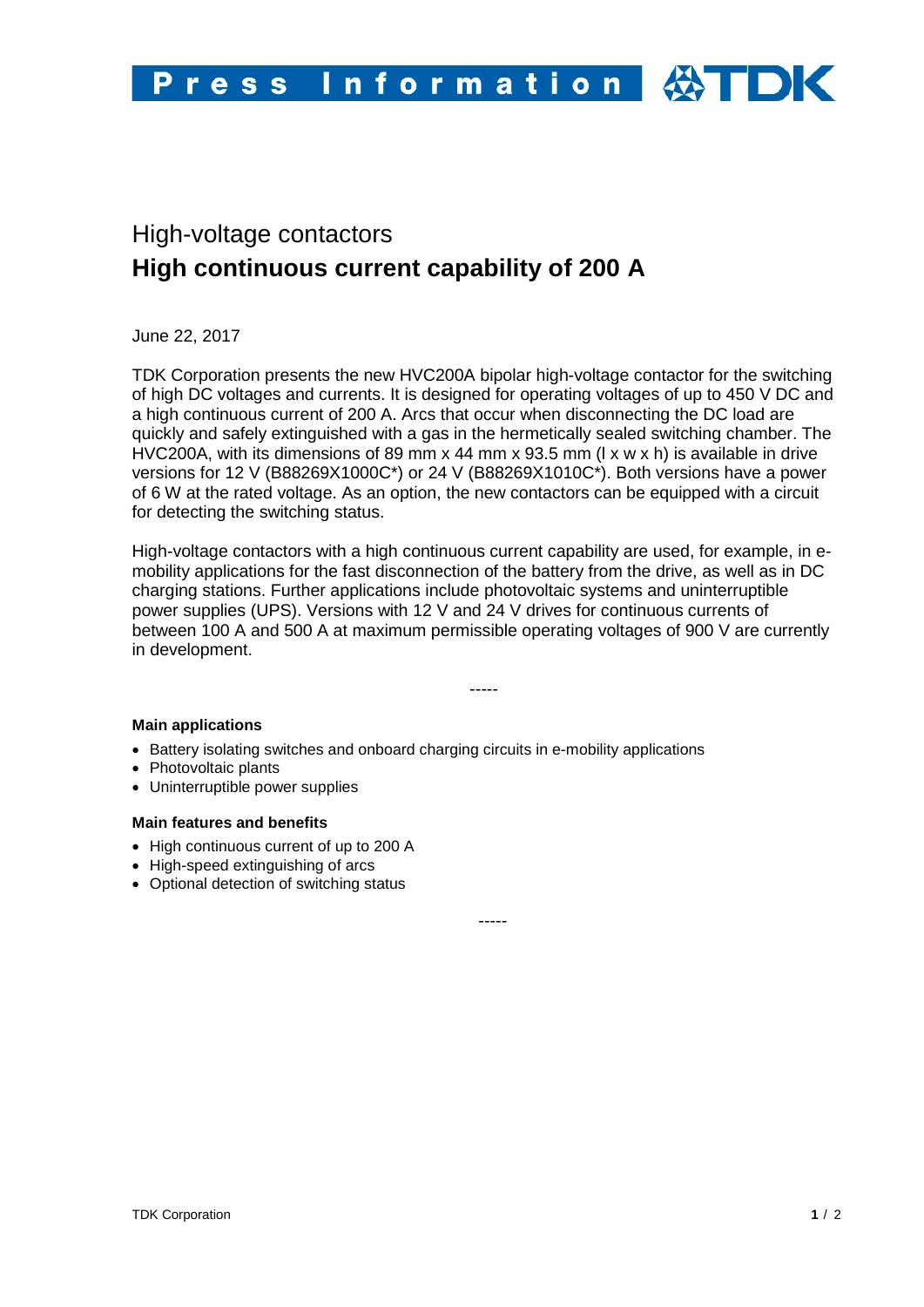# Press Information

## High-voltage contactors

# High continuous current capability of 200 A

June 22, 2017

TDK Corporation presents the new HVC200A bipolar high-voltage contactor for the switching of high DC voltages and currents. It is designed for operating voltages of up to 450 V DC and a high continuous current of 200 A. Arcs that occur when disconnecting the DC load are quickly and safely extinguished with a gas in the hermetically sealed switching chamber. The HVC200A, with its dimensions of 89 mm x 44 mm x 93.5 mm (l x w x h) is available in drive versions for 12 V (B88269X1000C*) or 24 V (B88269X1010C*). Both versions have a power of 6 W at the rated voltage. As an option, the new contactors can be equipped with a circuit for detecting the switching status.

High-voltage contactors with a high continuous current capability are used, for example, in e-mobility applications for the fast disconnection of the battery from the drive, as well as in DC charging stations. Further applications include photovoltaic systems and uninterruptible power supplies (UPS). Versions with 12 V and 24 V drives for continuous currents of between 100 A and 500 A at maximum permissible operating voltages of 900 V are currently in development.

-----

**Main applications**

- Battery isolating switches and onboard charging circuits in e-mobility applications
- Photovoltaic plants
- Uninterruptible power supplies

**Main features and benefits**

- High continuous current of up to 200 A
- High-speed extinguishing of arcs
- Optional detection of switching status

-----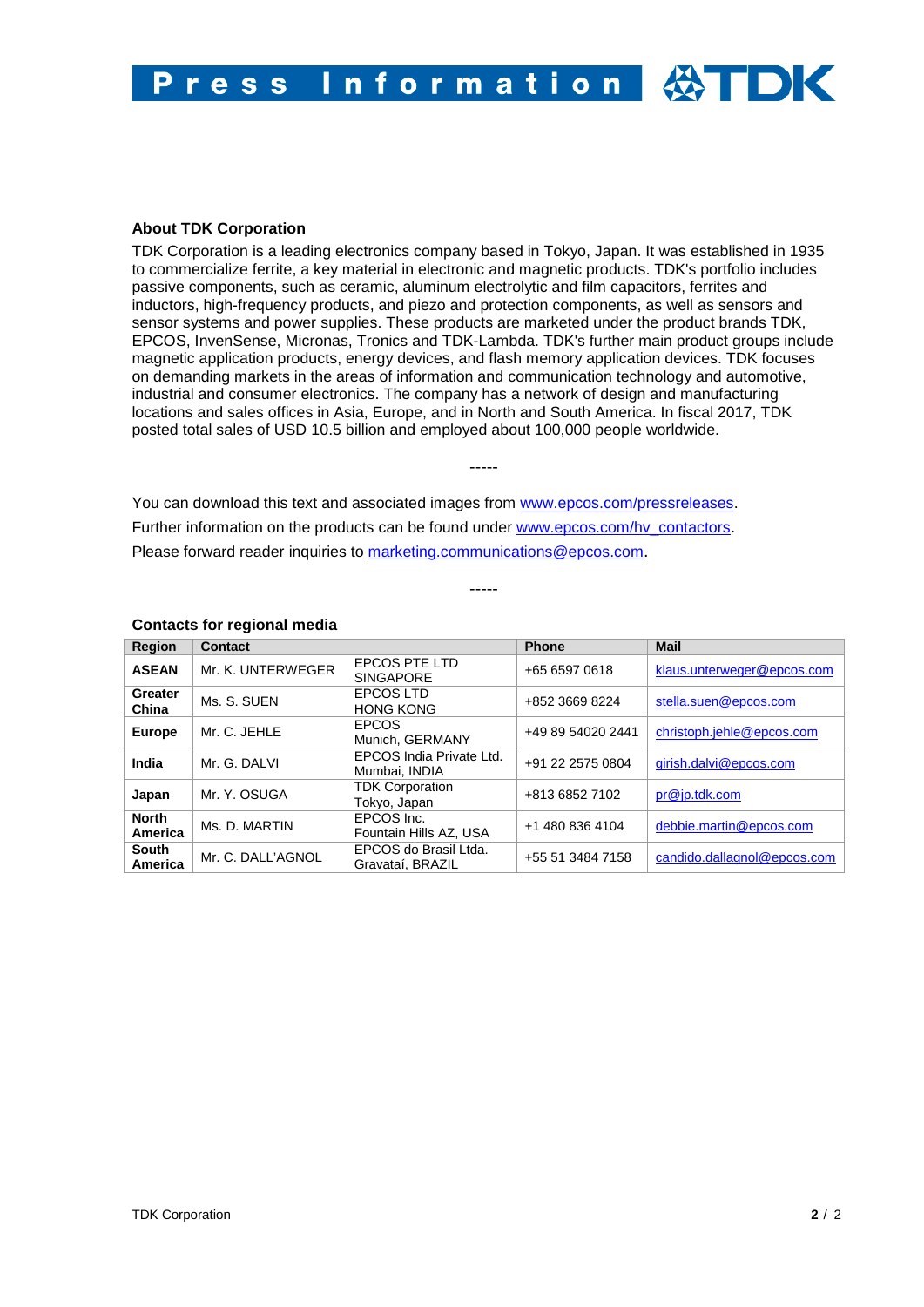**About TDK Corporation**

TDK Corporation is a leading electronics company based in Tokyo, Japan. It was established in 1935 to commercialize ferrite, a key material in electronic and magnetic products. TDK's portfolio includes passive components, such as ceramic, aluminum electrolytic and film capacitors, ferrites and inductors, high-frequency products, and piezo and protection components, as well as sensors and sensor systems and power supplies. These products are marketed under the product brands TDK, EPCOS, InvenSense, Micronas, Tronics and TDK-Lambda. TDK's further main product groups include magnetic application products, energy devices, and flash memory application devices. TDK focuses on demanding markets in the areas of information and communication technology and automotive, industrial and consumer electronics. The company has a network of design and manufacturing locations and sales offices in Asia, Europe, and in North and South America. In fiscal 2017, TDK posted total sales of USD 10.5 billion and employed about 100,000 people worldwide.

-----

You can download this text and associated images from www.epcos.com/pressreleases.
Further information on the products can be found under www.epcos.com/hv_contactors.
Please forward reader inquiries to marketing.communications@epcos.com.

-----

**Contacts for regional media**

| Region | Contact | | Phone | Mail |
|---|---|---|---|---|
| **ASEAN** | Mr. K. UNTERWEGER | EPCOS PTE LTD SINGAPORE | +65 6597 0618 | klaus.unterweger@epcos.com |
| **Greater China** | Ms. S. SUEN | EPCOS LTD HONG KONG | +852 3669 8224 | stella.suen@epcos.com |
| **Europe** | Mr. C. JEHLE | EPCOS Munich, GERMANY | +49 89 54020 2441 | christoph.jehle@epcos.com |
| **India** | Mr. G. DALVI | EPCOS India Private Ltd. Mumbai, INDIA | +91 22 2575 0804 | girish.dalvi@epcos.com |
| **Japan** | Mr. Y. OSUGA | TDK Corporation Tokyo, Japan | +813 6852 7102 | pr@jp.tdk.com |
| **North America** | Ms. D. MARTIN | EPCOS Inc. Fountain Hills AZ, USA | +1 480 836 4104 | debbie.martin@epcos.com |
| **South America** | Mr. C. DALL'AGNOL | EPCOS do Brasil Ltda. Gravataí, BRAZIL | +55 51 3484 7158 | candido.dallagnol@epcos.com |